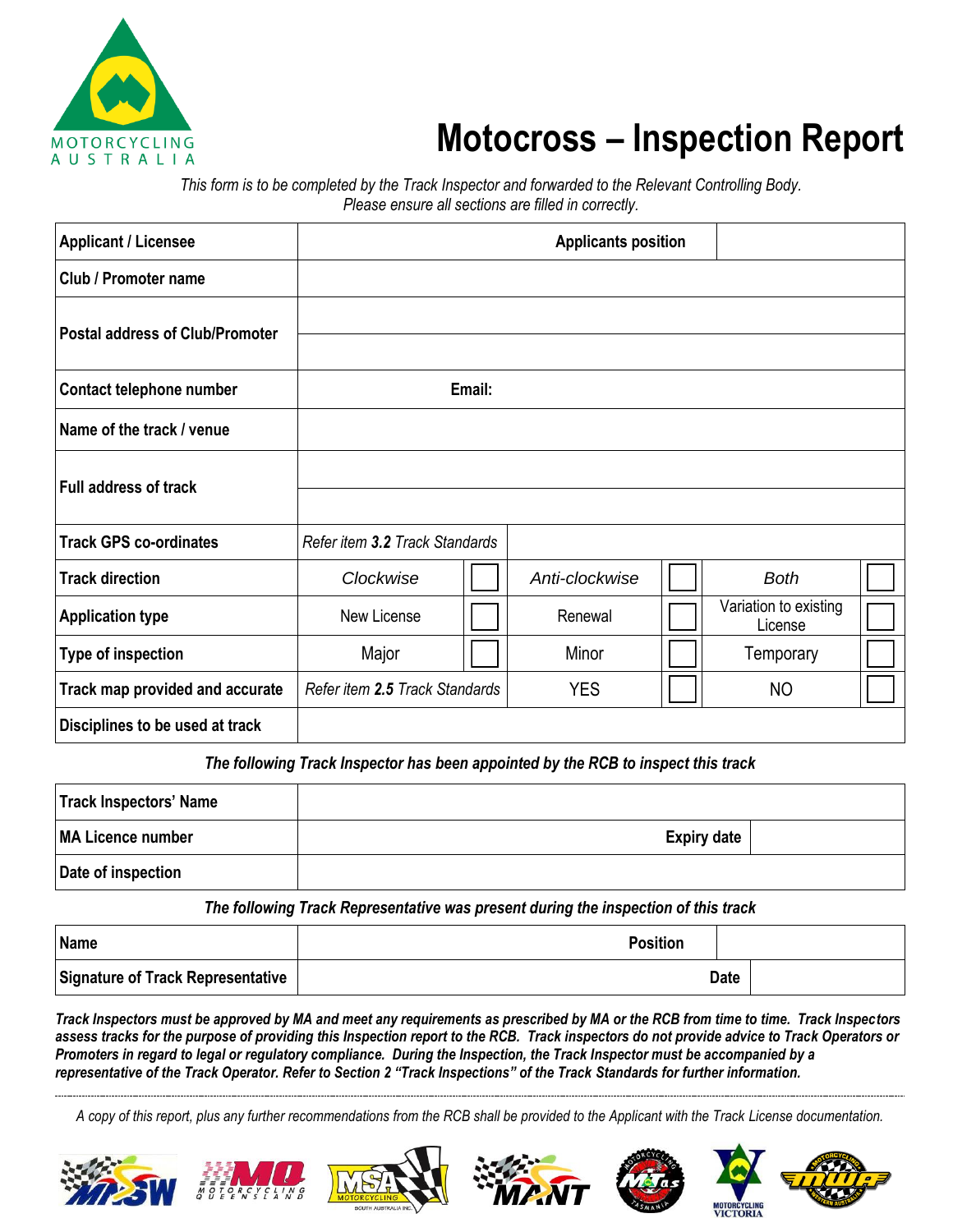MOTORCYCLING AUSTRALIA

# Motocross – Inspection Report

*This form is to be completed by the Track Inspector and forwarded to the Relevant Controlling Body. Please ensure all sections are filled in correctly.*

| | | | | | | |
|---|---|---|---|---|---|---|
| **Applicant / Licensee** | | | **Applicants position** | | | |
| **Club / Promoter name** | | | | | | |
| **Postal address of Club/Promoter** | | | | | | |
| **Contact telephone number** | | | **Email:** | | | |
| **Name of the track / venue** | | | | | | |
| **Full address of track** | | | | | | |
| **Track GPS co-ordinates** | *Refer item **3.2** Track Standards* | | | | | |
| **Track direction** | *Clockwise* | ☐ | *Anti-clockwise* | ☐ | *Both* | ☐ |
| **Application type** | New License | ☐ | Renewal | ☐ | Variation to existing License | ☐ |
| **Type of inspection** | Major | ☐ | Minor | ☐ | Temporary | ☐ |
| **Track map provided and accurate** | *Refer item **2.5** Track Standards* | | YES | ☐ | NO | ☐ |
| **Disciplines to be used at track** | | | | | | |

***The following Track Inspector has been appointed by the RCB to inspect this track***

| | | | |
|---|---|---|---|
| **Track Inspectors' Name** | | | |
| **MA Licence number** | | **Expiry date** | |
| **Date of inspection** | | | |

***The following Track Representative was present during the inspection of this track***

| | | | |
|---|---|---|---|
| **Name** | | **Position** | |
| **Signature of Track Representative** | | **Date** | |

***Track Inspectors must be approved by MA and meet any requirements as prescribed by MA or the RCB from time to time. Track Inspectors assess tracks for the purpose of providing this Inspection report to the RCB. Track inspectors do not provide advice to Track Operators or Promoters in regard to legal or regulatory compliance. During the Inspection, the Track Inspector must be accompanied by a representative of the Track Operator. Refer to Section 2 "Track Inspections" of the Track Standards for further information.***

---

*A copy of this report, plus any further recommendations from the RCB shall be provided to the Applicant with the Track License documentation.*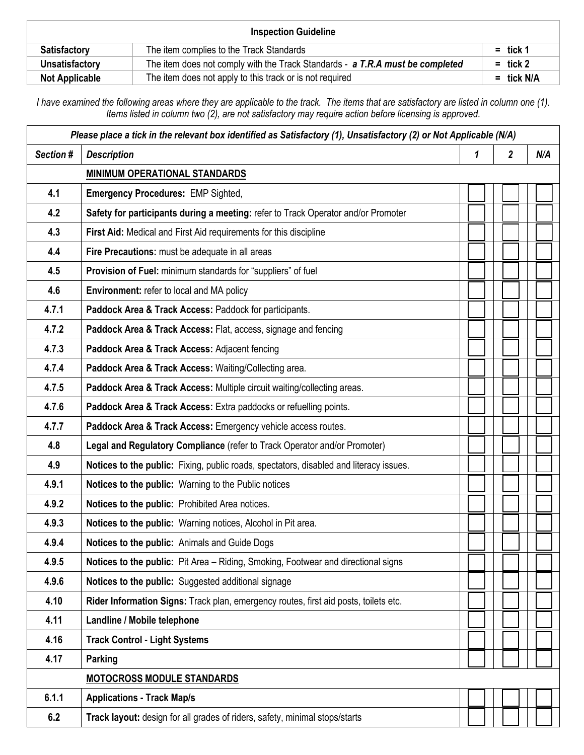| Inspection Guideline | | |
|---|---|---|
| **Satisfactory** | The item complies to the Track Standards | = tick 1 |
| **Unsatisfactory** | The item does not comply with the Track Standards - ***a T.R.A must be completed*** | = tick 2 |
| **Not Applicable** | The item does not apply to this track or is not required | = tick N/A |

*I have examined the following areas where they are applicable to the track. The items that are satisfactory are listed in column one (1). Items listed in column two (2), are not satisfactory may require action before licensing is approved.*

| ***Please place a tick in the relevant box identified as Satisfactory (1), Unsatisfactory (2) or Not Applicable (N/A)*** | | | | |
|---|---|---|---|---|
| ***Section #*** | ***Description*** | ***1*** | ***2*** | ***N/A*** |
| | **MINIMUM OPERATIONAL STANDARDS** | | | |
| **4.1** | **Emergency Procedures:** EMP Sighted, | | | |
| **4.2** | **Safety for participants during a meeting:** refer to Track Operator and/or Promoter | | | |
| **4.3** | **First Aid:** Medical and First Aid requirements for this discipline | | | |
| **4.4** | **Fire Precautions:** must be adequate in all areas | | | |
| **4.5** | **Provision of Fuel:** minimum standards for "suppliers" of fuel | | | |
| **4.6** | **Environment:** refer to local and MA policy | | | |
| **4.7.1** | **Paddock Area & Track Access:** Paddock for participants. | | | |
| **4.7.2** | **Paddock Area & Track Access:** Flat, access, signage and fencing | | | |
| **4.7.3** | **Paddock Area & Track Access:** Adjacent fencing | | | |
| **4.7.4** | **Paddock Area & Track Access:** Waiting/Collecting area. | | | |
| **4.7.5** | **Paddock Area & Track Access:** Multiple circuit waiting/collecting areas. | | | |
| **4.7.6** | **Paddock Area & Track Access:** Extra paddocks or refuelling points. | | | |
| **4.7.7** | **Paddock Area & Track Access:** Emergency vehicle access routes. | | | |
| **4.8** | **Legal and Regulatory Compliance** (refer to Track Operator and/or Promoter) | | | |
| **4.9** | **Notices to the public:** Fixing, public roads, spectators, disabled and literacy issues. | | | |
| **4.9.1** | **Notices to the public:** Warning to the Public notices | | | |
| **4.9.2** | **Notices to the public:** Prohibited Area notices. | | | |
| **4.9.3** | **Notices to the public:** Warning notices, Alcohol in Pit area. | | | |
| **4.9.4** | **Notices to the public:** Animals and Guide Dogs | | | |
| **4.9.5** | **Notices to the public:** Pit Area – Riding, Smoking, Footwear and directional signs | | | |
| **4.9.6** | **Notices to the public:** Suggested additional signage | | | |
| **4.10** | **Rider Information Signs:** Track plan, emergency routes, first aid posts, toilets etc. | | | |
| **4.11** | **Landline / Mobile telephone** | | | |
| **4.16** | **Track Control - Light Systems** | | | |
| **4.17** | **Parking** | | | |
| | **MOTOCROSS MODULE STANDARDS** | | | |
| **6.1.1** | **Applications - Track Map/s** | | | |
| **6.2** | **Track layout:** design for all grades of riders, safety, minimal stops/starts | | | |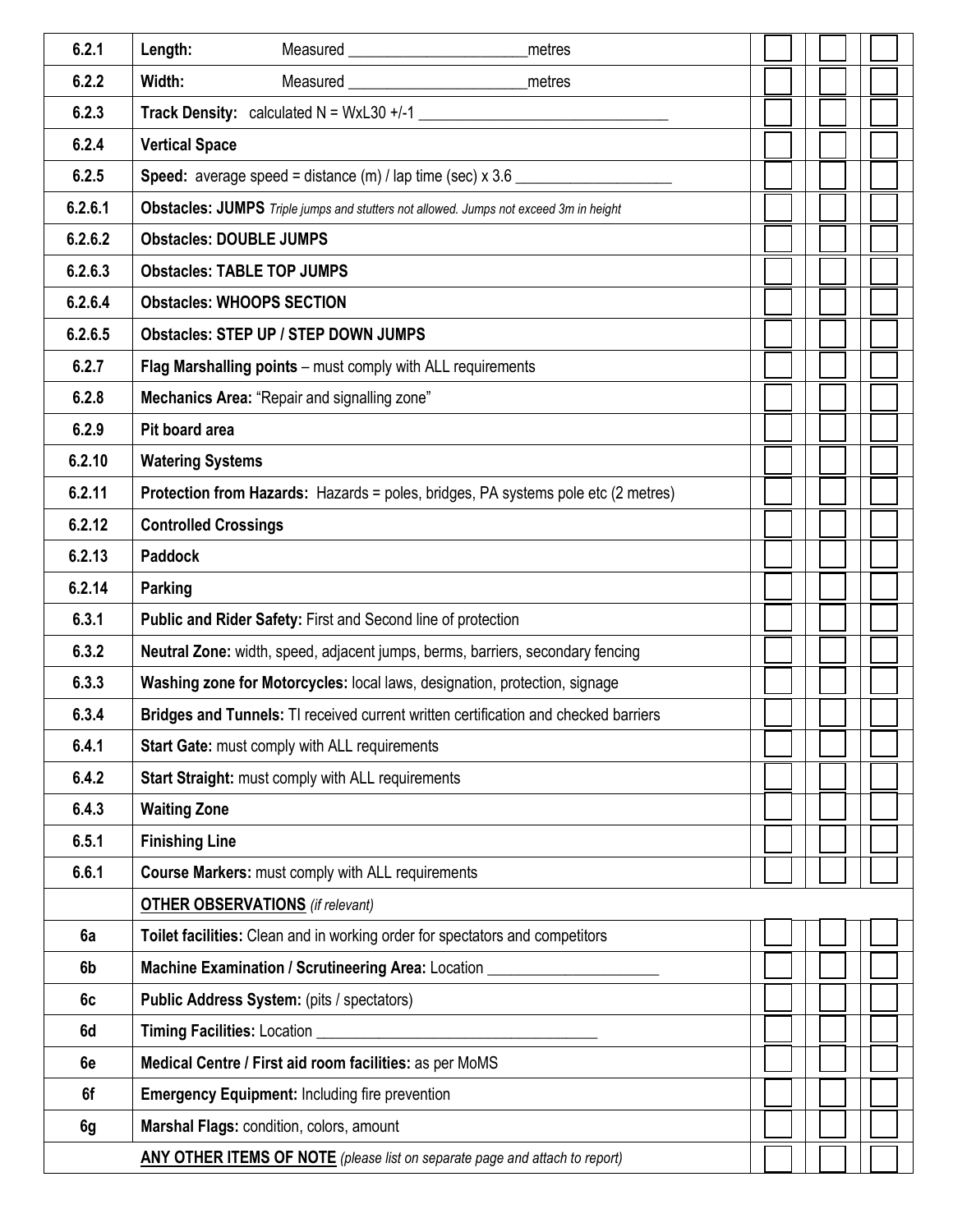| | | | | |
|---|---|---|---|---|
| 6.2.1 | **Length:** Measured _______________________metres | ☐ | ☐ | ☐ |
| 6.2.2 | **Width:** Measured _______________________metres | ☐ | ☐ | ☐ |
| 6.2.3 | **Track Density:** calculated N = WxL30 +/-1 _________________________________ | ☐ | ☐ | ☐ |
| 6.2.4 | **Vertical Space** | ☐ | ☐ | ☐ |
| 6.2.5 | **Speed:** average speed = distance (m) / lap time (sec) x 3.6 ____________________ | ☐ | ☐ | ☐ |
| 6.2.6.1 | **Obstacles: JUMPS** *Triple jumps and stutters not allowed. Jumps not exceed 3m in height* | ☐ | ☐ | ☐ |
| 6.2.6.2 | **Obstacles: DOUBLE JUMPS** | ☐ | ☐ | ☐ |
| 6.2.6.3 | **Obstacles: TABLE TOP JUMPS** | ☐ | ☐ | ☐ |
| 6.2.6.4 | **Obstacles: WHOOPS SECTION** | ☐ | ☐ | ☐ |
| 6.2.6.5 | **Obstacles: STEP UP / STEP DOWN JUMPS** | ☐ | ☐ | ☐ |
| 6.2.7 | **Flag Marshalling points** – must comply with ALL requirements | ☐ | ☐ | ☐ |
| 6.2.8 | **Mechanics Area:** "Repair and signalling zone" | ☐ | ☐ | ☐ |
| 6.2.9 | **Pit board area** | ☐ | ☐ | ☐ |
| 6.2.10 | **Watering Systems** | ☐ | ☐ | ☐ |
| 6.2.11 | **Protection from Hazards:** Hazards = poles, bridges, PA systems pole etc (2 metres) | ☐ | ☐ | ☐ |
| 6.2.12 | **Controlled Crossings** | ☐ | ☐ | ☐ |
| 6.2.13 | **Paddock** | ☐ | ☐ | ☐ |
| 6.2.14 | **Parking** | ☐ | ☐ | ☐ |
| 6.3.1 | **Public and Rider Safety:** First and Second line of protection | ☐ | ☐ | ☐ |
| 6.3.2 | **Neutral Zone:** width, speed, adjacent jumps, berms, barriers, secondary fencing | ☐ | ☐ | ☐ |
| 6.3.3 | **Washing zone for Motorcycles:** local laws, designation, protection, signage | ☐ | ☐ | ☐ |
| 6.3.4 | **Bridges and Tunnels:** TI received current written certification and checked barriers | ☐ | ☐ | ☐ |
| 6.4.1 | **Start Gate:** must comply with ALL requirements | ☐ | ☐ | ☐ |
| 6.4.2 | **Start Straight:** must comply with ALL requirements | ☐ | ☐ | ☐ |
| 6.4.3 | **Waiting Zone** | ☐ | ☐ | ☐ |
| 6.5.1 | **Finishing Line** | ☐ | ☐ | ☐ |
| 6.6.1 | **Course Markers:** must comply with ALL requirements | ☐ | ☐ | ☐ |
| | **OTHER OBSERVATIONS** *(if relevant)* | | | |
| 6a | **Toilet facilities:** Clean and in working order for spectators and competitors | ☐ | ☐ | ☐ |
| 6b | **Machine Examination / Scrutineering Area:** Location ______________________ | ☐ | ☐ | ☐ |
| 6c | **Public Address System:** (pits / spectators) | ☐ | ☐ | ☐ |
| 6d | **Timing Facilities:** Location ____________________________________ | ☐ | ☐ | ☐ |
| 6e | **Medical Centre / First aid room facilities:** as per MoMS | ☐ | ☐ | ☐ |
| 6f | **Emergency Equipment:** Including fire prevention | ☐ | ☐ | ☐ |
| 6g | **Marshal Flags:** condition, colors, amount | ☐ | ☐ | ☐ |
| | **ANY OTHER ITEMS OF NOTE** *(please list on separate page and attach to report)* | ☐ | ☐ | ☐ |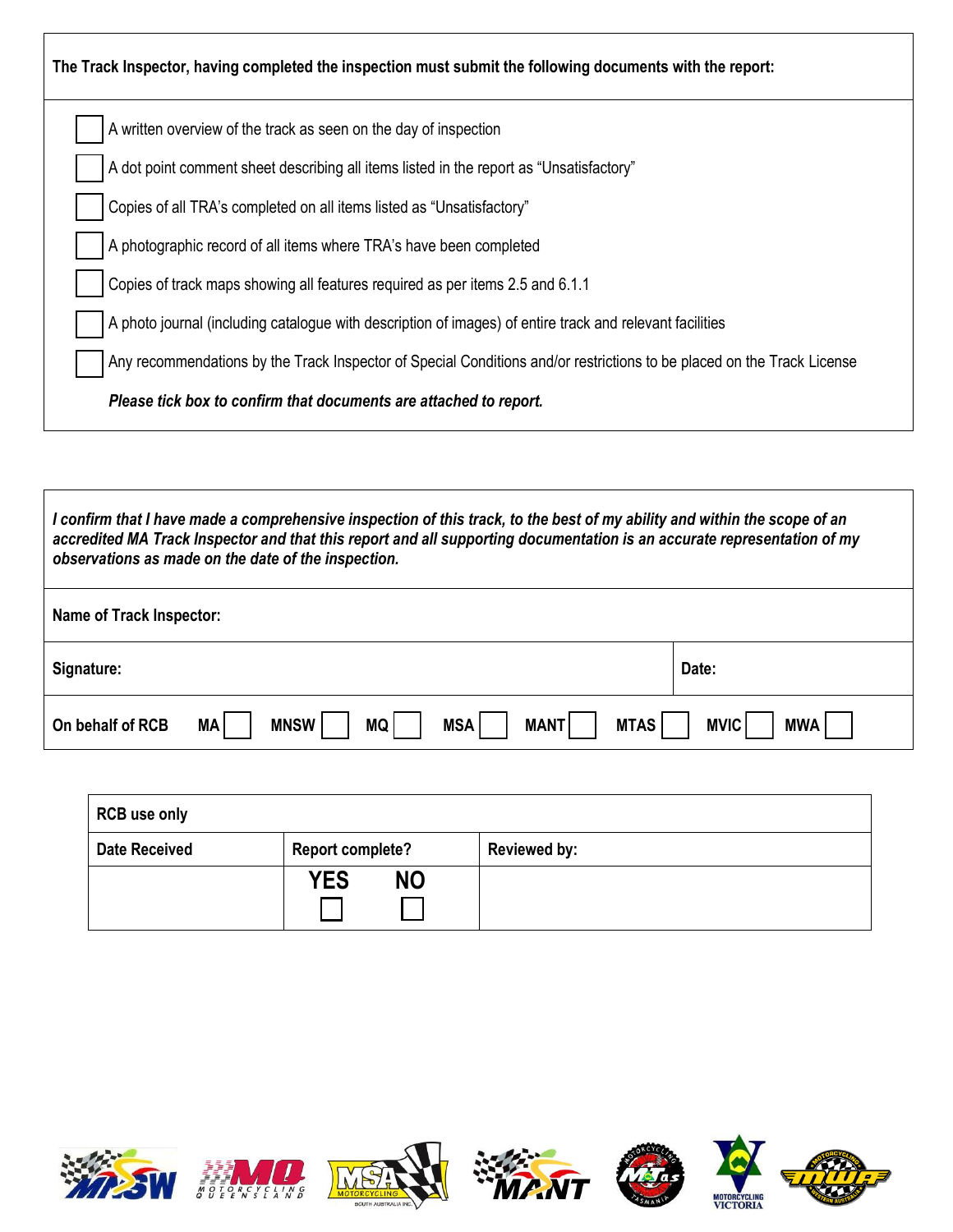**The Track Inspector, having completed the inspection must submit the following documents with the report:**

- ☐ A written overview of the track as seen on the day of inspection
- ☐ A dot point comment sheet describing all items listed in the report as "Unsatisfactory"
- ☐ Copies of all TRA's completed on all items listed as "Unsatisfactory"
- ☐ A photographic record of all items where TRA's have been completed
- ☐ Copies of track maps showing all features required as per items 2.5 and 6.1.1
- ☐ A photo journal (including catalogue with description of images) of entire track and relevant facilities
- ☐ Any recommendations by the Track Inspector of Special Conditions and/or restrictions to be placed on the Track License

***Please tick box to confirm that documents are attached to report.***

***I confirm that I have made a comprehensive inspection of this track, to the best of my ability and within the scope of an accredited MA Track Inspector and that this report and all supporting documentation is an accurate representation of my observations as made on the date of the inspection.***

| | |
|---|---|
| **Name of Track Inspector:** | |
| **Signature:** | **Date:** |
| **On behalf of RCB** MA ☐ MNSW ☐ MQ ☐ MSA ☐ MANT ☐ MTAS ☐ MVIC ☐ MWA ☐ | |

| **RCB use only** | | |
|---|---|---|
| **Date Received** | **Report complete?** | **Reviewed by:** |
| | **YES** ☐ **NO** ☐ | |